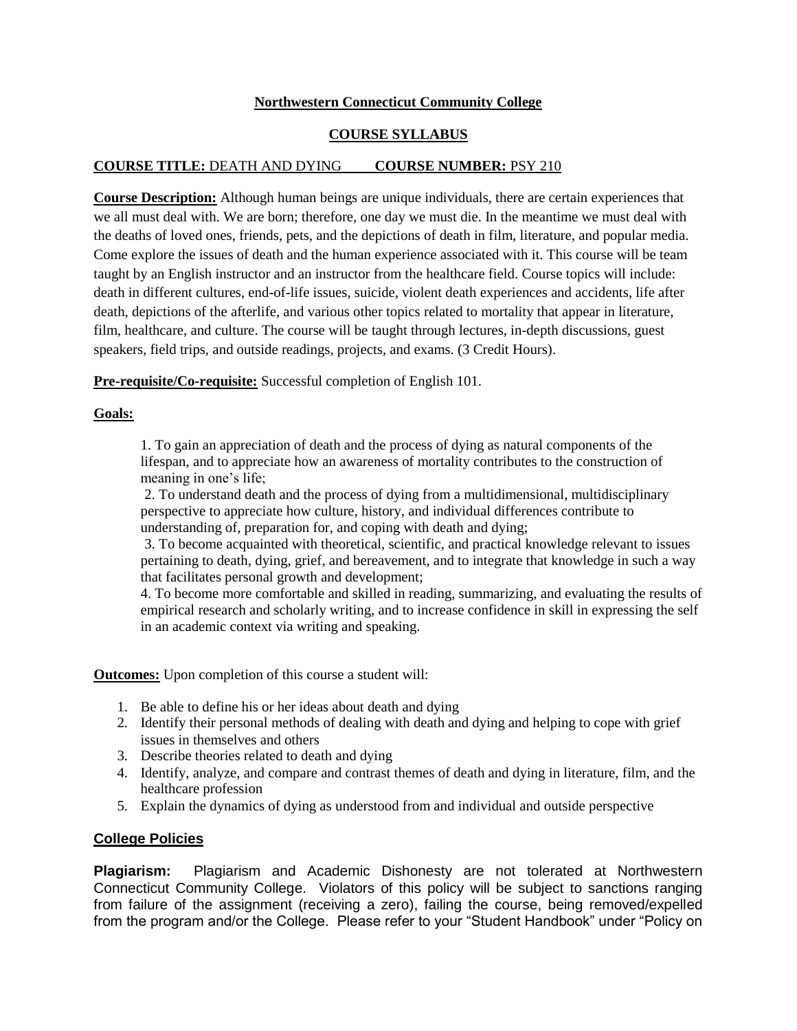**Northwestern Connecticut Community College**

**COURSE SYLLABUS**

**COURSE TITLE:** DEATH AND DYING **COURSE NUMBER:** PSY 210

**Course Description:** Although human beings are unique individuals, there are certain experiences that we all must deal with. We are born; therefore, one day we must die. In the meantime we must deal with the deaths of loved ones, friends, pets, and the depictions of death in film, literature, and popular media. Come explore the issues of death and the human experience associated with it. This course will be team taught by an English instructor and an instructor from the healthcare field. Course topics will include: death in different cultures, end-of-life issues, suicide, violent death experiences and accidents, life after death, depictions of the afterlife, and various other topics related to mortality that appear in literature, film, healthcare, and culture. The course will be taught through lectures, in-depth discussions, guest speakers, field trips, and outside readings, projects, and exams. (3 Credit Hours).

**Pre-requisite/Co-requisite:** Successful completion of English 101.

**Goals:**

1. To gain an appreciation of death and the process of dying as natural components of the lifespan, and to appreciate how an awareness of mortality contributes to the construction of meaning in one's life;
2. To understand death and the process of dying from a multidimensional, multidisciplinary perspective to appreciate how culture, history, and individual differences contribute to understanding of, preparation for, and coping with death and dying;
3. To become acquainted with theoretical, scientific, and practical knowledge relevant to issues pertaining to death, dying, grief, and bereavement, and to integrate that knowledge in such a way that facilitates personal growth and development;
4. To become more comfortable and skilled in reading, summarizing, and evaluating the results of empirical research and scholarly writing, and to increase confidence in skill in expressing the self in an academic context via writing and speaking.

**Outcomes:** Upon completion of this course a student will:

1. Be able to define his or her ideas about death and dying
2. Identify their personal methods of dealing with death and dying and helping to cope with grief issues in themselves and others
3. Describe theories related to death and dying
4. Identify, analyze, and compare and contrast themes of death and dying in literature, film, and the healthcare profession
5. Explain the dynamics of dying as understood from and individual and outside perspective

## College Policies

**Plagiarism:** Plagiarism and Academic Dishonesty are not tolerated at Northwestern Connecticut Community College. Violators of this policy will be subject to sanctions ranging from failure of the assignment (receiving a zero), failing the course, being removed/expelled from the program and/or the College. Please refer to your "Student Handbook" under "Policy on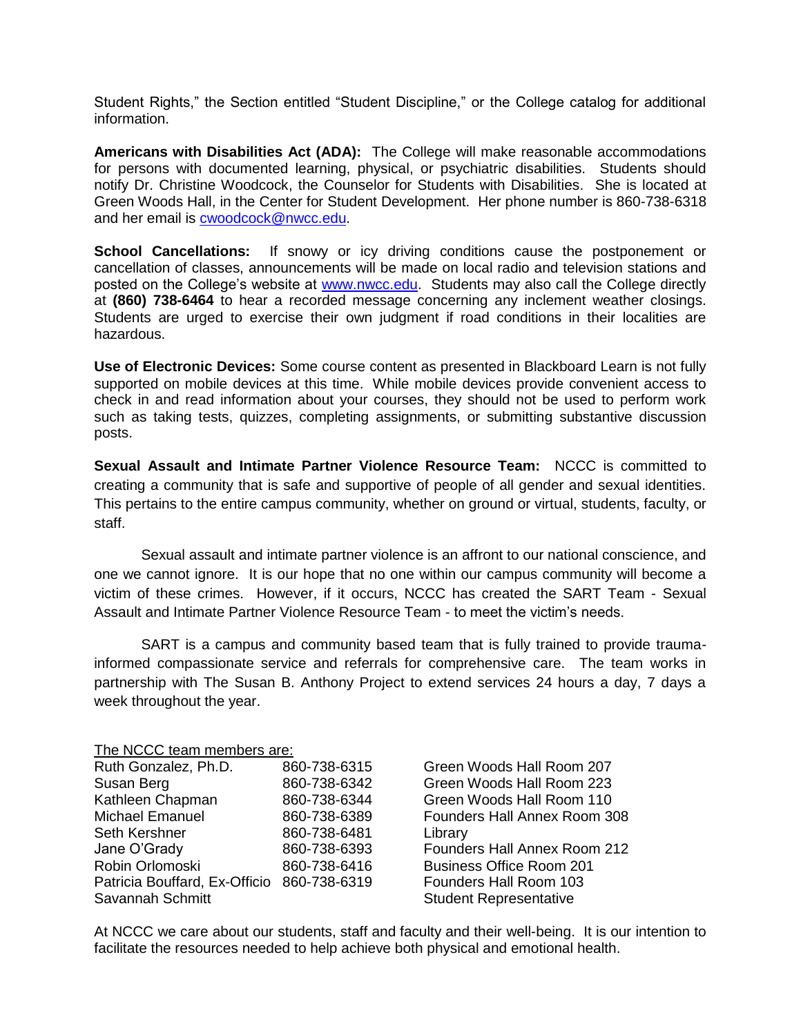Student Rights," the Section entitled "Student Discipline," or the College catalog for additional information.

**Americans with Disabilities Act (ADA):** The College will make reasonable accommodations for persons with documented learning, physical, or psychiatric disabilities. Students should notify Dr. Christine Woodcock, the Counselor for Students with Disabilities. She is located at Green Woods Hall, in the Center for Student Development. Her phone number is 860-738-6318 and her email is cwoodcock@nwcc.edu.

**School Cancellations:** If snowy or icy driving conditions cause the postponement or cancellation of classes, announcements will be made on local radio and television stations and posted on the College's website at www.nwcc.edu. Students may also call the College directly at **(860) 738-6464** to hear a recorded message concerning any inclement weather closings. Students are urged to exercise their own judgment if road conditions in their localities are hazardous.

**Use of Electronic Devices:** Some course content as presented in Blackboard Learn is not fully supported on mobile devices at this time. While mobile devices provide convenient access to check in and read information about your courses, they should not be used to perform work such as taking tests, quizzes, completing assignments, or submitting substantive discussion posts.

**Sexual Assault and Intimate Partner Violence Resource Team:** NCCC is committed to creating a community that is safe and supportive of people of all gender and sexual identities. This pertains to the entire campus community, whether on ground or virtual, students, faculty, or staff.

Sexual assault and intimate partner violence is an affront to our national conscience, and one we cannot ignore. It is our hope that no one within our campus community will become a victim of these crimes. However, if it occurs, NCCC has created the SART Team - Sexual Assault and Intimate Partner Violence Resource Team - to meet the victim's needs.

SART is a campus and community based team that is fully trained to provide trauma-informed compassionate service and referrals for comprehensive care. The team works in partnership with The Susan B. Anthony Project to extend services 24 hours a day, 7 days a week throughout the year.

The NCCC team members are:

| | | |
|---|---|---|
| Ruth Gonzalez, Ph.D. | 860-738-6315 | Green Woods Hall Room 207 |
| Susan Berg | 860-738-6342 | Green Woods Hall Room 223 |
| Kathleen Chapman | 860-738-6344 | Green Woods Hall Room 110 |
| Michael Emanuel | 860-738-6389 | Founders Hall Annex Room 308 |
| Seth Kershner | 860-738-6481 | Library |
| Jane O'Grady | 860-738-6393 | Founders Hall Annex Room 212 |
| Robin Orlomoski | 860-738-6416 | Business Office Room 201 |
| Patricia Bouffard, Ex-Officio | 860-738-6319 | Founders Hall Room 103 |
| Savannah Schmitt | | Student Representative |

At NCCC we care about our students, staff and faculty and their well-being. It is our intention to facilitate the resources needed to help achieve both physical and emotional health.